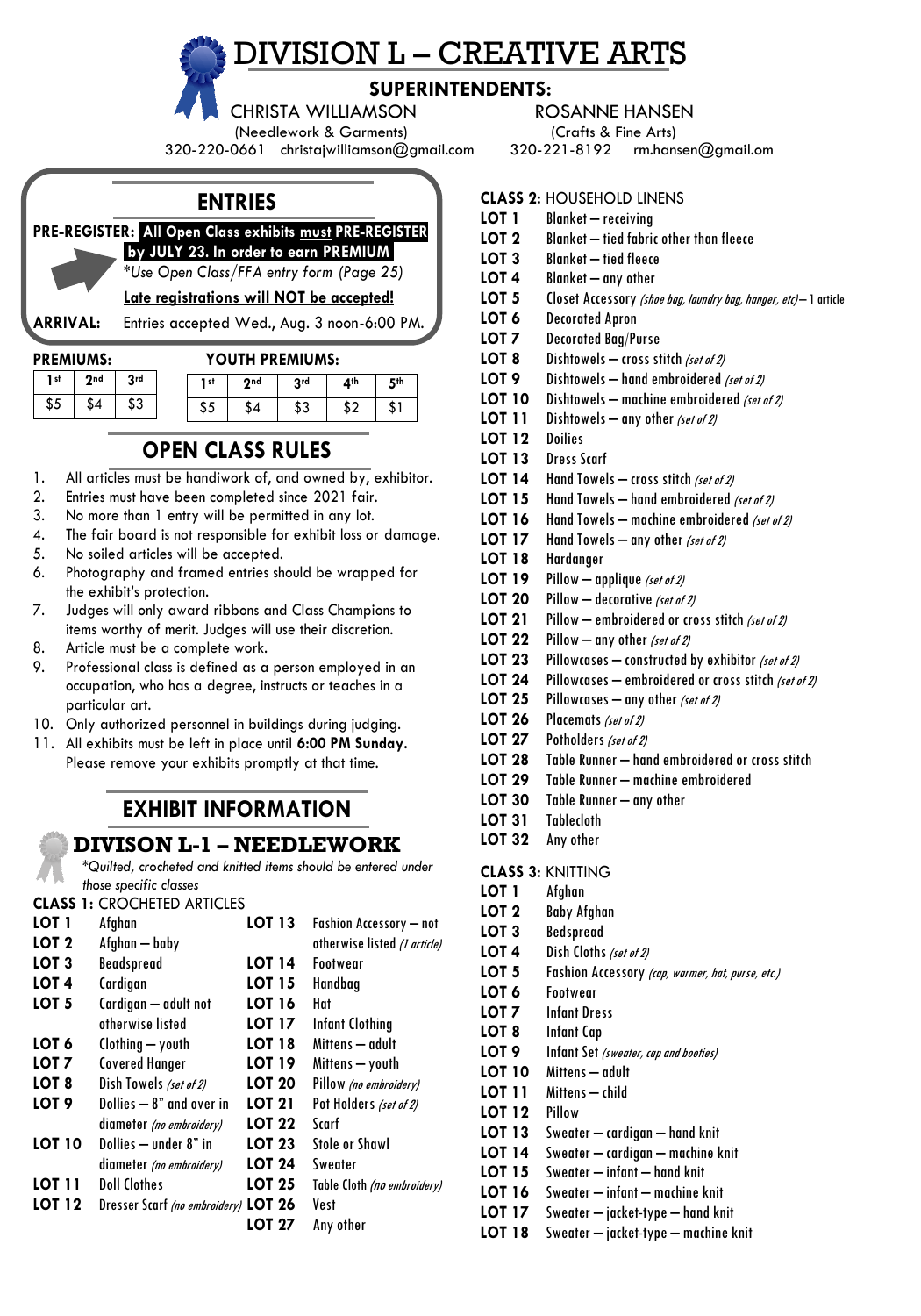# DIVISION L – CREATIVE ARTS

**SUPERINTENDENTS:**

CHRISTA WILLIAMSON
(Needlework & Garments)
320-220-0661 christajwilliamson@gmail.com

ROSANNE HANSEN
(Crafts & Fine Arts)
320-221-8192 rm.hansen@gmail.om

## ENTRIES

**PRE-REGISTER:** **All Open Class exhibits must PRE-REGISTER by JULY 23. In order to earn PREMIUM**

*\*Use Open Class/FFA entry form (Page 25)*

**Late registrations will NOT be accepted!**

**ARRIVAL:** Entries accepted Wed., Aug. 3 noon-6:00 PM.

**PREMIUMS:**

| 1st | 2nd | 3rd |
|---|---|---|
| $5 | $4 | $3 |

**YOUTH PREMIUMS:**

| 1st | 2nd | 3rd | 4th | 5th |
|---|---|---|---|---|
| $5 | $4 | $3 | $2 | $1 |

## OPEN CLASS RULES

1. All articles must be handiwork of, and owned by, exhibitor.
2. Entries must have been completed since 2021 fair.
3. No more than 1 entry will be permitted in any lot.
4. The fair board is not responsible for exhibit loss or damage.
5. No soiled articles will be accepted.
6. Photography and framed entries should be wrapped for the exhibit's protection.
7. Judges will only award ribbons and Class Champions to items worthy of merit. Judges will use their discretion.
8. Article must be a complete work.
9. Professional class is defined as a person employed in an occupation, who has a degree, instructs or teaches in a particular art.
10. Only authorized personnel in buildings during judging.
11. All exhibits must be left in place until **6:00 PM Sunday.** Please remove your exhibits promptly at that time.

## EXHIBIT INFORMATION

## DIVISION L-1 – NEEDLEWORK

*\*Quilted, crocheted and knitted items should be entered under those specific classes*

**CLASS 1:** CROCHETED ARTICLES

**LOT 1** Afghan
**LOT 2** Afghan – baby
**LOT 3** Beadspread
**LOT 4** Cardigan
**LOT 5** Cardigan – adult not otherwise listed
**LOT 6** Clothing – youth
**LOT 7** Covered Hanger
**LOT 8** Dish Towels *(set of 2)*
**LOT 9** Dollies – 8" and over in diameter *(no embroidery)*
**LOT 10** Dollies – under 8" in diameter *(no embroidery)*
**LOT 11** Doll Clothes
**LOT 12** Dresser Scarf *(no embroidery)*
**LOT 13** Fashion Accessory – not otherwise listed *(1 article)*
**LOT 14** Footwear
**LOT 15** Handbag
**LOT 16** Hat
**LOT 17** Infant Clothing
**LOT 18** Mittens – adult
**LOT 19** Mittens – youth
**LOT 20** Pillow *(no embroidery)*
**LOT 21** Pot Holders *(set of 2)*
**LOT 22** Scarf
**LOT 23** Stole or Shawl
**LOT 24** Sweater
**LOT 25** Table Cloth *(no embroidery)*
**LOT 26** Vest
**LOT 27** Any other

**CLASS 2:** HOUSEHOLD LINENS

**LOT 1** Blanket – receiving
**LOT 2** Blanket – tied fabric other than fleece
**LOT 3** Blanket – tied fleece
**LOT 4** Blanket – any other
**LOT 5** Closet Accessory *(shoe bag, laundry bag, hanger, etc)*– 1 article
**LOT 6** Decorated Apron
**LOT 7** Decorated Bag/Purse
**LOT 8** Dishtowels – cross stitch *(set of 2)*
**LOT 9** Dishtowels – hand embroidered *(set of 2)*
**LOT 10** Dishtowels – machine embroidered *(set of 2)*
**LOT 11** Dishtowels – any other *(set of 2)*
**LOT 12** Doilies
**LOT 13** Dress Scarf
**LOT 14** Hand Towels – cross stitch *(set of 2)*
**LOT 15** Hand Towels – hand embroidered *(set of 2)*
**LOT 16** Hand Towels – machine embroidered *(set of 2)*
**LOT 17** Hand Towels – any other *(set of 2)*
**LOT 18** Hardanger
**LOT 19** Pillow – applique *(set of 2)*
**LOT 20** Pillow – decorative *(set of 2)*
**LOT 21** Pillow – embroidered or cross stitch *(set of 2)*
**LOT 22** Pillow – any other *(set of 2)*
**LOT 23** Pillowcases – constructed by exhibitor *(set of 2)*
**LOT 24** Pillowcases – embroidered or cross stitch *(set of 2)*
**LOT 25** Pillowcases – any other *(set of 2)*
**LOT 26** Placemats *(set of 2)*
**LOT 27** Potholders *(set of 2)*
**LOT 28** Table Runner – hand embroidered or cross stitch
**LOT 29** Table Runner – machine embroidered
**LOT 30** Table Runner – any other
**LOT 31** Tablecloth
**LOT 32** Any other

**CLASS 3:** KNITTING

**LOT 1** Afghan
**LOT 2** Baby Afghan
**LOT 3** Bedspread
**LOT 4** Dish Cloths *(set of 2)*
**LOT 5** Fashion Accessory *(cap, warmer, hat, purse, etc.)*
**LOT 6** Footwear
**LOT 7** Infant Dress
**LOT 8** Infant Cap
**LOT 9** Infant Set *(sweater, cap and booties)*
**LOT 10** Mittens – adult
**LOT 11** Mittens – child
**LOT 12** Pillow
**LOT 13** Sweater – cardigan – hand knit
**LOT 14** Sweater – cardigan – machine knit
**LOT 15** Sweater – infant – hand knit
**LOT 16** Sweater – infant – machine knit
**LOT 17** Sweater – jacket-type – hand knit
**LOT 18** Sweater – jacket-type – machine knit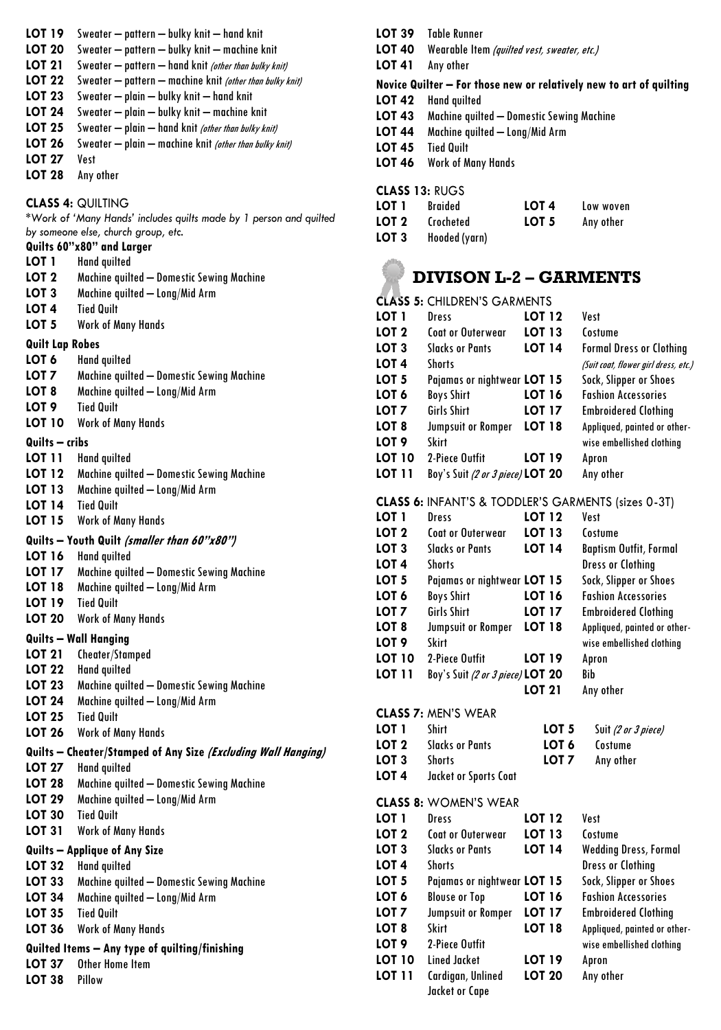**LOT 19** Sweater – pattern – bulky knit – hand knit
**LOT 20** Sweater – pattern – bulky knit – machine knit
**LOT 21** Sweater – pattern – hand knit *(other than bulky knit)*
**LOT 22** Sweater – pattern – machine knit *(other than bulky knit)*
**LOT 23** Sweater – plain – bulky knit – hand knit
**LOT 24** Sweater – plain – bulky knit – machine knit
**LOT 25** Sweater – plain – hand knit *(other than bulky knit)*
**LOT 26** Sweater – plain – machine knit *(other than bulky knit)*
**LOT 27** Vest
**LOT 28** Any other

**CLASS 4:** QUILTING

*\*Work of 'Many Hands' includes quilts made by 1 person and quilted by someone else, church group, etc.*

**Quilts 60"x80" and Larger**

**LOT 1** Hand quilted
**LOT 2** Machine quilted – Domestic Sewing Machine
**LOT 3** Machine quilted – Long/Mid Arm
**LOT 4** Tied Quilt
**LOT 5** Work of Many Hands

**Quilt Lap Robes**

**LOT 6** Hand quilted
**LOT 7** Machine quilted – Domestic Sewing Machine
**LOT 8** Machine quilted – Long/Mid Arm
**LOT 9** Tied Quilt
**LOT 10** Work of Many Hands

**Quilts – cribs**

**LOT 11** Hand quilted
**LOT 12** Machine quilted – Domestic Sewing Machine
**LOT 13** Machine quilted – Long/Mid Arm
**LOT 14** Tied Quilt
**LOT 15** Work of Many Hands

**Quilts – Youth Quilt *(smaller than 60"x80")***

**LOT 16** Hand quilted
**LOT 17** Machine quilted – Domestic Sewing Machine
**LOT 18** Machine quilted – Long/Mid Arm
**LOT 19** Tied Quilt
**LOT 20** Work of Many Hands

**Quilts – Wall Hanging**

**LOT 21** Cheater/Stamped
**LOT 22** Hand quilted
**LOT 23** Machine quilted – Domestic Sewing Machine
**LOT 24** Machine quilted – Long/Mid Arm
**LOT 25** Tied Quilt
**LOT 26** Work of Many Hands

**Quilts – Cheater/Stamped of Any Size *(Excluding Wall Hanging)***

**LOT 27** Hand quilted
**LOT 28** Machine quilted – Domestic Sewing Machine
**LOT 29** Machine quilted – Long/Mid Arm
**LOT 30** Tied Quilt
**LOT 31** Work of Many Hands

**Quilts – Applique of Any Size**

**LOT 32** Hand quilted
**LOT 33** Machine quilted – Domestic Sewing Machine
**LOT 34** Machine quilted – Long/Mid Arm
**LOT 35** Tied Quilt
**LOT 36** Work of Many Hands

**Quilted Items – Any type of quilting/finishing**

**LOT 37** Other Home Item
**LOT 38** Pillow
**LOT 39** Table Runner
**LOT 40** Wearable Item *(quilted vest, sweater, etc.)*
**LOT 41** Any other

**Novice Quilter – For those new or relatively new to art of quilting**

**LOT 42** Hand quilted
**LOT 43** Machine quilted – Domestic Sewing Machine
**LOT 44** Machine quilted – Long/Mid Arm
**LOT 45** Tied Quilt
**LOT 46** Work of Many Hands

**CLASS 13:** RUGS

| | | | |
|---|---|---|---|
| **LOT 1** | Braided | **LOT 4** | Low woven |
| **LOT 2** | Crocheted | **LOT 5** | Any other |
| **LOT 3** | Hooded (yarn) | | |

# DIVISON L-2 – GARMENTS

**CLASS 5:** CHILDREN'S GARMENTS

| | | | |
|---|---|---|---|
| **LOT 1** | Dress | **LOT 12** | Vest |
| **LOT 2** | Coat or Outerwear | **LOT 13** | Costume |
| **LOT 3** | Slacks or Pants | **LOT 14** | Formal Dress or Clothing *(Suit coat, flower girl dress, etc.)* |
| **LOT 4** | Shorts | | |
| **LOT 5** | Pajamas or nightwear | **LOT 15** | Sock, Slipper or Shoes |
| **LOT 6** | Boys Shirt | **LOT 16** | Fashion Accessories |
| **LOT 7** | Girls Shirt | **LOT 17** | Embroidered Clothing |
| **LOT 8** | Jumpsuit or Romper | **LOT 18** | Appliqued, painted or otherwise embellished clothing |
| **LOT 9** | Skirt | | |
| **LOT 10** | 2-Piece Outfit | **LOT 19** | Apron |
| **LOT 11** | Boy's Suit *(2 or 3 piece)* | **LOT 20** | Any other |

**CLASS 6:** INFANT'S & TODDLER'S GARMENTS (sizes 0-3T)

| | | | |
|---|---|---|---|
| **LOT 1** | Dress | **LOT 12** | Vest |
| **LOT 2** | Coat or Outerwear | **LOT 13** | Costume |
| **LOT 3** | Slacks or Pants | **LOT 14** | Baptism Outfit, Formal Dress or Clothing |
| **LOT 4** | Shorts | | |
| **LOT 5** | Pajamas or nightwear | **LOT 15** | Sock, Slipper or Shoes |
| **LOT 6** | Boys Shirt | **LOT 16** | Fashion Accessories |
| **LOT 7** | Girls Shirt | **LOT 17** | Embroidered Clothing |
| **LOT 8** | Jumpsuit or Romper | **LOT 18** | Appliqued, painted or otherwise embellished clothing |
| **LOT 9** | Skirt | | |
| **LOT 10** | 2-Piece Outfit | **LOT 19** | Apron |
| **LOT 11** | Boy's Suit *(2 or 3 piece)* | **LOT 20** | Bib |
| | | **LOT 21** | Any other |

**CLASS 7:** MEN'S WEAR

| | | | |
|---|---|---|---|
| **LOT 1** | Shirt | **LOT 5** | Suit *(2 or 3 piece)* |
| **LOT 2** | Slacks or Pants | **LOT 6** | Costume |
| **LOT 3** | Shorts | **LOT 7** | Any other |
| **LOT 4** | Jacket or Sports Coat | | |

**CLASS 8:** WOMEN'S WEAR

| | | | |
|---|---|---|---|
| **LOT 1** | Dress | **LOT 12** | Vest |
| **LOT 2** | Coat or Outerwear | **LOT 13** | Costume |
| **LOT 3** | Slacks or Pants | **LOT 14** | Wedding Dress, Formal Dress or Clothing |
| **LOT 4** | Shorts | | |
| **LOT 5** | Pajamas or nightwear | **LOT 15** | Sock, Slipper or Shoes |
| **LOT 6** | Blouse or Top | **LOT 16** | Fashion Accessories |
| **LOT 7** | Jumpsuit or Romper | **LOT 17** | Embroidered Clothing |
| **LOT 8** | Skirt | **LOT 18** | Appliqued, painted or otherwise embellished clothing |
| **LOT 9** | 2-Piece Outfit | | |
| **LOT 10** | Lined Jacket | **LOT 19** | Apron |
| **LOT 11** | Cardigan, Unlined Jacket or Cape | **LOT 20** | Any other |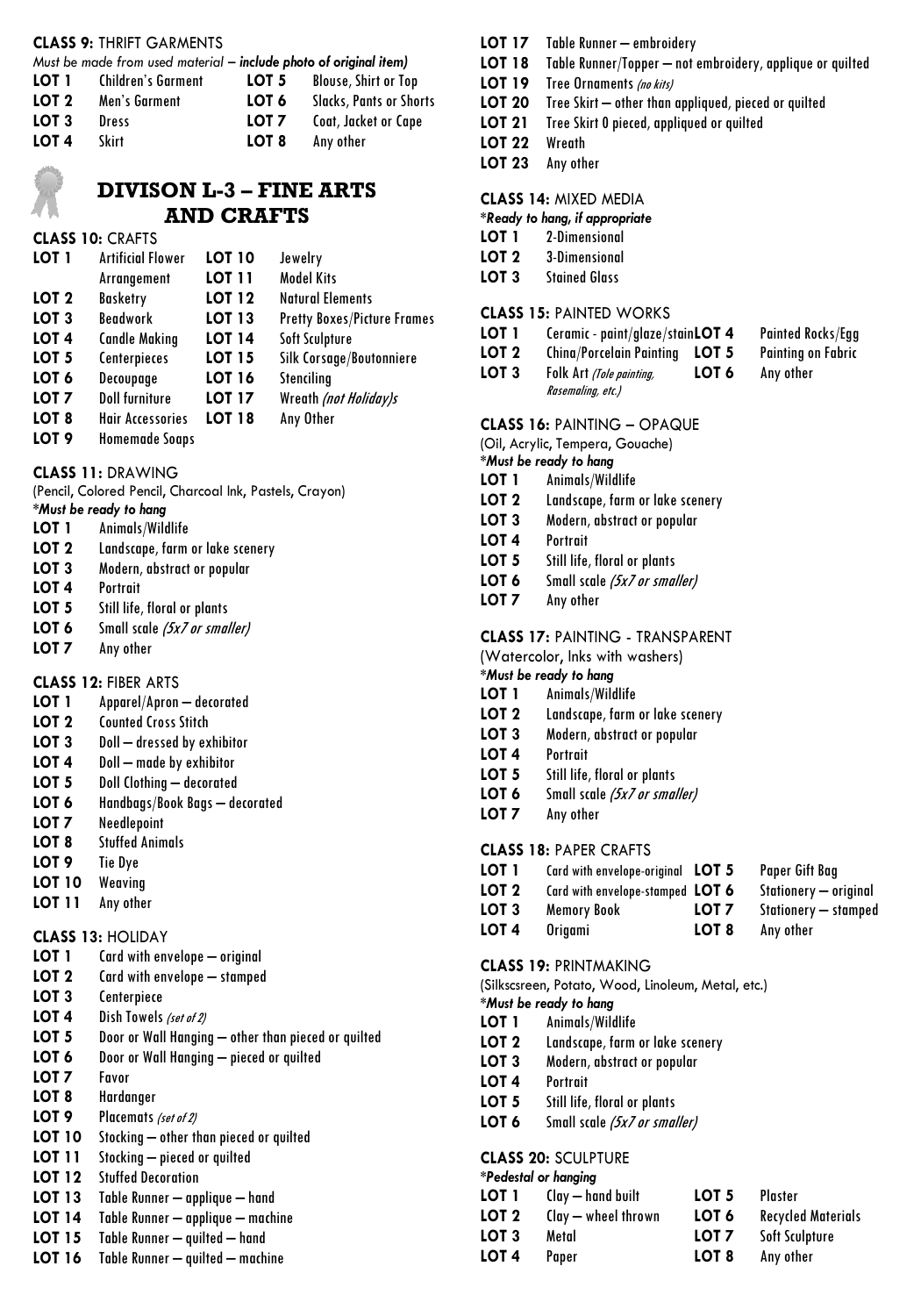**CLASS 9:** THRIFT GARMENTS

*Must be made from used material – **include photo of original item)***

| | | | |
|---|---|---|---|
| **LOT 1** | Children's Garment | **LOT 5** | Blouse, Shirt or Top |
| **LOT 2** | Men's Garment | **LOT 6** | Slacks, Pants or Shorts |
| **LOT 3** | Dress | **LOT 7** | Coat, Jacket or Cape |
| **LOT 4** | Skirt | **LOT 8** | Any other |

## DIVISON L-3 – FINE ARTS AND CRAFTS

**CLASS 10:** CRAFTS

| | | | |
|---|---|---|---|
| **LOT 1** | Artificial Flower Arrangement | **LOT 10** | Jewelry |
| | | **LOT 11** | Model Kits |
| **LOT 2** | Basketry | **LOT 12** | Natural Elements |
| **LOT 3** | Beadwork | **LOT 13** | Pretty Boxes/Picture Frames |
| **LOT 4** | Candle Making | **LOT 14** | Soft Sculpture |
| **LOT 5** | Centerpieces | **LOT 15** | Silk Corsage/Boutonniere |
| **LOT 6** | Decoupage | **LOT 16** | Stenciling |
| **LOT 7** | Doll furniture | **LOT 17** | Wreath *(not Holiday)s* |
| **LOT 8** | Hair Accessories | **LOT 18** | Any Other |
| **LOT 9** | Homemade Soaps | | |

**CLASS 11:** DRAWING

(Pencil, Colored Pencil, Charcoal Ink, Pastels, Crayon)

****Must be ready to hang***

- **LOT 1** Animals/Wildlife
- **LOT 2** Landscape, farm or lake scenery
- **LOT 3** Modern, abstract or popular
- **LOT 4** Portrait
- **LOT 5** Still life, floral or plants
- **LOT 6** Small scale *(5x7 or smaller)*
- **LOT 7** Any other

**CLASS 12:** FIBER ARTS

- **LOT 1** Apparel/Apron – decorated
- **LOT 2** Counted Cross Stitch
- **LOT 3** Doll – dressed by exhibitor
- **LOT 4** Doll – made by exhibitor
- **LOT 5** Doll Clothing – decorated
- **LOT 6** Handbags/Book Bags – decorated
- **LOT 7** Needlepoint
- **LOT 8** Stuffed Animals
- **LOT 9** Tie Dye
- **LOT 10** Weaving
- **LOT 11** Any other

**CLASS 13:** HOLIDAY

- **LOT 1** Card with envelope – original
- **LOT 2** Card with envelope – stamped
- **LOT 3** Centerpiece
- **LOT 4** Dish Towels *(set of 2)*
- **LOT 5** Door or Wall Hanging – other than pieced or quilted
- **LOT 6** Door or Wall Hanging – pieced or quilted
- **LOT 7** Favor
- **LOT 8** Hardanger
- **LOT 9** Placemats *(set of 2)*
- **LOT 10** Stocking – other than pieced or quilted
- **LOT 11** Stocking – pieced or quilted
- **LOT 12** Stuffed Decoration
- **LOT 13** Table Runner – applique – hand
- **LOT 14** Table Runner – applique – machine
- **LOT 15** Table Runner – quilted – hand
- **LOT 16** Table Runner – quilted – machine
- **LOT 17** Table Runner – embroidery
- **LOT 18** Table Runner/Topper – not embroidery, applique or quilted
- **LOT 19** Tree Ornaments *(no kits)*
- **LOT 20** Tree Skirt – other than appliqued, pieced or quilted
- **LOT 21** Tree Skirt 0 pieced, appliqued or quilted
- **LOT 22** Wreath
- **LOT 23** Any other

**CLASS 14:** MIXED MEDIA

****Ready to hang, if appropriate***

- **LOT 1** 2-Dimensional
- **LOT 2** 3-Dimensional
- **LOT 3** Stained Glass

**CLASS 15:** PAINTED WORKS

| | | | |
|---|---|---|---|
| **LOT 1** | Ceramic - paint/glaze/stain | **LOT 4** | Painted Rocks/Egg |
| **LOT 2** | China/Porcelain Painting | **LOT 5** | Painting on Fabric |
| **LOT 3** | Folk Art *(Tole painting, Rasemaling, etc.)* | **LOT 6** | Any other |

**CLASS 16:** PAINTING – OPAQUE

(Oil, Acrylic, Tempera, Gouache)

****Must be ready to hang***

- **LOT 1** Animals/Wildlife
- **LOT 2** Landscape, farm or lake scenery
- **LOT 3** Modern, abstract or popular
- **LOT 4** Portrait
- **LOT 5** Still life, floral or plants
- **LOT 6** Small scale *(5x7 or smaller)*
- **LOT 7** Any other

**CLASS 17:** PAINTING - TRANSPARENT

(Watercolor, Inks with washers)

****Must be ready to hang***

- **LOT 1** Animals/Wildlife
- **LOT 2** Landscape, farm or lake scenery
- **LOT 3** Modern, abstract or popular
- **LOT 4** Portrait
- **LOT 5** Still life, floral or plants
- **LOT 6** Small scale *(5x7 or smaller)*
- **LOT 7** Any other

**CLASS 18:** PAPER CRAFTS

| | | | |
|---|---|---|---|
| **LOT 1** | Card with envelope-original | **LOT 5** | Paper Gift Bag |
| **LOT 2** | Card with envelope-stamped | **LOT 6** | Stationery – original |
| **LOT 3** | Memory Book | **LOT 7** | Stationery – stamped |
| **LOT 4** | Origami | **LOT 8** | Any other |

**CLASS 19:** PRINTMAKING

(Silkscsreen, Potato, Wood, Linoleum, Metal, etc.)

****Must be ready to hang***

- **LOT 1** Animals/Wildlife
- **LOT 2** Landscape, farm or lake scenery
- **LOT 3** Modern, abstract or popular
- **LOT 4** Portrait
- **LOT 5** Still life, floral or plants
- **LOT 6** Small scale *(5x7 or smaller)*

**CLASS 20:** SCULPTURE

****Pedestal or hanging***

| | | | |
|---|---|---|---|
| **LOT 1** | Clay – hand built | **LOT 5** | Plaster |
| **LOT 2** | Clay – wheel thrown | **LOT 6** | Recycled Materials |
| **LOT 3** | Metal | **LOT 7** | Soft Sculpture |
| **LOT 4** | Paper | **LOT 8** | Any other |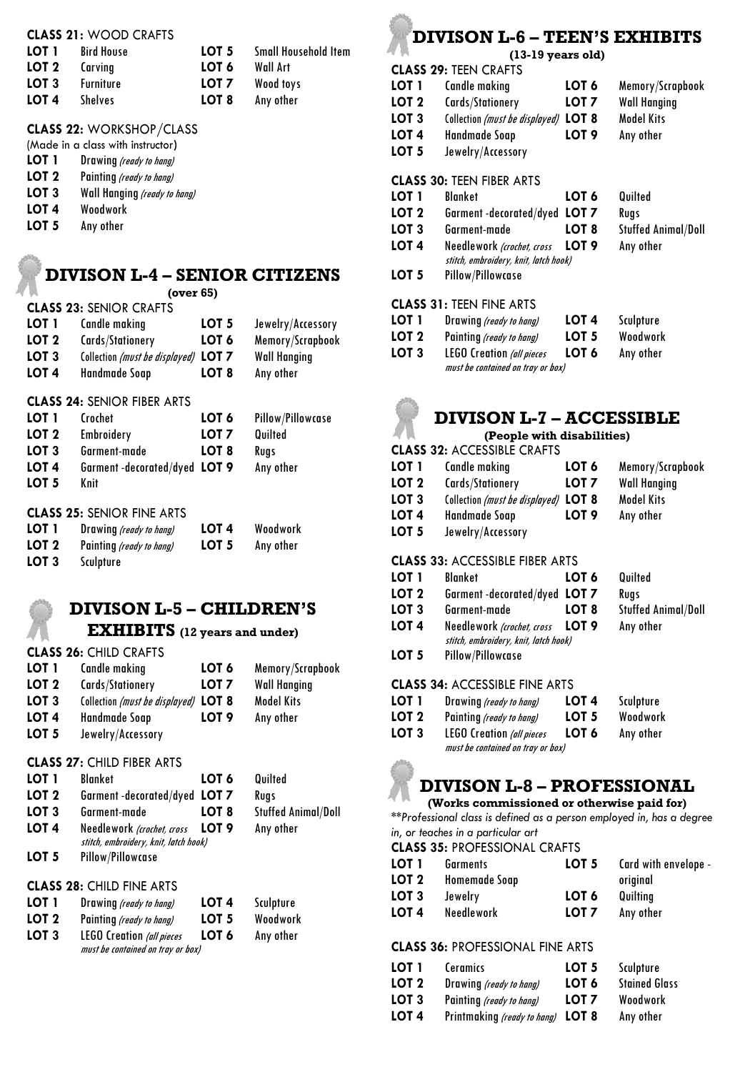**CLASS 21:** WOOD CRAFTS

| | | | |
|---|---|---|---|
| **LOT 1** | Bird House | **LOT 5** | Small Household Item |
| **LOT 2** | Carving | **LOT 6** | Wall Art |
| **LOT 3** | Furniture | **LOT 7** | Wood toys |
| **LOT 4** | Shelves | **LOT 8** | Any other |

**CLASS 22:** WORKSHOP/CLASS

(Made in a class with instructor)

- **LOT 1** Drawing *(ready to hang)*
- **LOT 2** Painting *(ready to hang)*
- **LOT 3** Wall Hanging *(ready to hang)*
- **LOT 4** Woodwork
- **LOT 5** Any other

# DIVISON L-4 – SENIOR CITIZENS

**(over 65)**

**CLASS 23:** SENIOR CRAFTS

| | | | |
|---|---|---|---|
| **LOT 1** | Candle making | **LOT 5** | Jewelry/Accessory |
| **LOT 2** | Cards/Stationery | **LOT 6** | Memory/Scrapbook |
| **LOT 3** | Collection *(must be displayed)* | **LOT 7** | Wall Hanging |
| **LOT 4** | Handmade Soap | **LOT 8** | Any other |

**CLASS 24:** SENIOR FIBER ARTS

| | | | |
|---|---|---|---|
| **LOT 1** | Crochet | **LOT 6** | Pillow/Pillowcase |
| **LOT 2** | Embroidery | **LOT 7** | Quilted |
| **LOT 3** | Garment-made | **LOT 8** | Rugs |
| **LOT 4** | Garment -decorated/dyed | **LOT 9** | Any other |
| **LOT 5** | Knit | | |

**CLASS 25:** SENIOR FINE ARTS

| | | | |
|---|---|---|---|
| **LOT 1** | Drawing *(ready to hang)* | **LOT 4** | Woodwork |
| **LOT 2** | Painting *(ready to hang)* | **LOT 5** | Any other |
| **LOT 3** | Sculpture | | |

# DIVISON L-5 – CHILDREN'S EXHIBITS (12 years and under)

**CLASS 26:** CHILD CRAFTS

| | | | |
|---|---|---|---|
| **LOT 1** | Candle making | **LOT 6** | Memory/Scrapbook |
| **LOT 2** | Cards/Stationery | **LOT 7** | Wall Hanging |
| **LOT 3** | Collection *(must be displayed)* | **LOT 8** | Model Kits |
| **LOT 4** | Handmade Soap | **LOT 9** | Any other |
| **LOT 5** | Jewelry/Accessory | | |

**CLASS 27:** CHILD FIBER ARTS

| | | | |
|---|---|---|---|
| **LOT 1** | Blanket | **LOT 6** | Quilted |
| **LOT 2** | Garment -decorated/dyed | **LOT 7** | Rugs |
| **LOT 3** | Garment-made | **LOT 8** | Stuffed Animal/Doll |
| **LOT 4** | Needlework *(crochet, cross stitch, embroidery, knit, latch hook)* | **LOT 9** | Any other |
| **LOT 5** | Pillow/Pillowcase | | |

**CLASS 28:** CHILD FINE ARTS

| | | | |
|---|---|---|---|
| **LOT 1** | Drawing *(ready to hang)* | **LOT 4** | Sculpture |
| **LOT 2** | Painting *(ready to hang)* | **LOT 5** | Woodwork |
| **LOT 3** | LEGO Creation *(all pieces must be contained on tray or box)* | **LOT 6** | Any other |

# DIVISON L-6 – TEEN'S EXHIBITS

**(13-19 years old)**

**CLASS 29:** TEEN CRAFTS

| | | | |
|---|---|---|---|
| **LOT 1** | Candle making | **LOT 6** | Memory/Scrapbook |
| **LOT 2** | Cards/Stationery | **LOT 7** | Wall Hanging |
| **LOT 3** | Collection *(must be displayed)* | **LOT 8** | Model Kits |
| **LOT 4** | Handmade Soap | **LOT 9** | Any other |
| **LOT 5** | Jewelry/Accessory | | |

**CLASS 30:** TEEN FIBER ARTS

| | | | |
|---|---|---|---|
| **LOT 1** | Blanket | **LOT 6** | Quilted |
| **LOT 2** | Garment -decorated/dyed | **LOT 7** | Rugs |
| **LOT 3** | Garment-made | **LOT 8** | Stuffed Animal/Doll |
| **LOT 4** | Needlework *(crochet, cross stitch, embroidery, knit, latch hook)* | **LOT 9** | Any other |
| **LOT 5** | Pillow/Pillowcase | | |

**CLASS 31:** TEEN FINE ARTS

| | | | |
|---|---|---|---|
| **LOT 1** | Drawing *(ready to hang)* | **LOT 4** | Sculpture |
| **LOT 2** | Painting *(ready to hang)* | **LOT 5** | Woodwork |
| **LOT 3** | LEGO Creation *(all pieces must be contained on tray or box)* | **LOT 6** | Any other |

# DIVISON L-7 – ACCESSIBLE

**(People with disabilities)**

**CLASS 32:** ACCESSIBLE CRAFTS

| | | | |
|---|---|---|---|
| **LOT 1** | Candle making | **LOT 6** | Memory/Scrapbook |
| **LOT 2** | Cards/Stationery | **LOT 7** | Wall Hanging |
| **LOT 3** | Collection *(must be displayed)* | **LOT 8** | Model Kits |
| **LOT 4** | Handmade Soap | **LOT 9** | Any other |
| **LOT 5** | Jewelry/Accessory | | |

**CLASS 33:** ACCESSIBLE FIBER ARTS

| | | | |
|---|---|---|---|
| **LOT 1** | Blanket | **LOT 6** | Quilted |
| **LOT 2** | Garment -decorated/dyed | **LOT 7** | Rugs |
| **LOT 3** | Garment-made | **LOT 8** | Stuffed Animal/Doll |
| **LOT 4** | Needlework *(crochet, cross stitch, embroidery, knit, latch hook)* | **LOT 9** | Any other |
| **LOT 5** | Pillow/Pillowcase | | |

**CLASS 34:** ACCESSIBLE FINE ARTS

| | | | |
|---|---|---|---|
| **LOT 1** | Drawing *(ready to hang)* | **LOT 4** | Sculpture |
| **LOT 2** | Painting *(ready to hang)* | **LOT 5** | Woodwork |
| **LOT 3** | LEGO Creation *(all pieces must be contained on tray or box)* | **LOT 6** | Any other |

# DIVISON L-8 – PROFESSIONAL

**(Works commissioned or otherwise paid for)**

*\*\*Professional class is defined as a person employed in, has a degree in, or teaches in a particular art*

**CLASS 35:** PROFESSIONAL CRAFTS

| | | | |
|---|---|---|---|
| **LOT 1** | Garments | **LOT 5** | Card with envelope - original |
| **LOT 2** | Homemade Soap | | |
| **LOT 3** | Jewelry | **LOT 6** | Quilting |
| **LOT 4** | Needlework | **LOT 7** | Any other |

**CLASS 36:** PROFESSIONAL FINE ARTS

| | | | |
|---|---|---|---|
| **LOT 1** | Ceramics | **LOT 5** | Sculpture |
| **LOT 2** | Drawing *(ready to hang)* | **LOT 6** | Stained Glass |
| **LOT 3** | Painting *(ready to hang)* | **LOT 7** | Woodwork |
| **LOT 4** | Printmaking *(ready to hang)* | **LOT 8** | Any other |